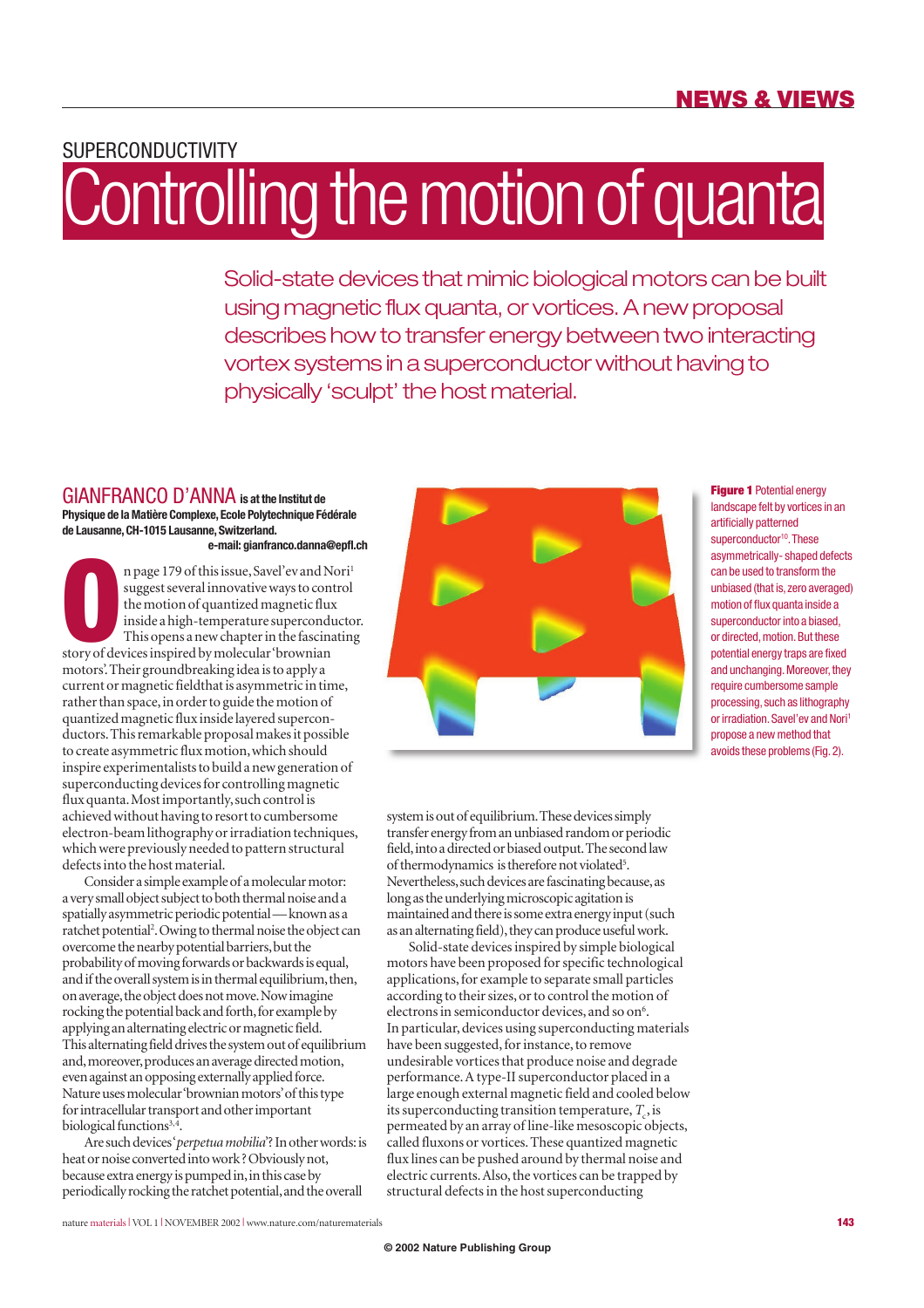SUPERCONDUCTIVITY

# Controlling the motion of quanta

Solid-state devices that mimic biological motors can be built using magnetic flux quanta, or vortices. A new proposal describes how to transfer energy between two interacting vortex systems in a superconductor without having to physically 'sculpt' the host material.

**GIANFRANCO D'ANNA is at the Institut de Physique de la Matière Complexe, Ecole Polytechnique Fédérale de Lausanne, CH-1015 Lausanne, Switzerland.**
**e-mail: gianfranco.danna@epfl.ch**

On page 179 of this issue, Savel'ev and Nori[1] suggest several innovative ways to control the motion of quantized magnetic flux inside a high-temperature superconductor. This opens a new chapter in the fascinating story of devices inspired by molecular 'brownian motors'. Their groundbreaking idea is to apply a current or magnetic field that is asymmetric in time, rather than space, in order to guide the motion of quantized magnetic flux inside layered superconductors. This remarkable proposal makes it possible to create asymmetric flux motion, which should inspire experimentalists to build a new generation of superconducting devices for controlling magnetic flux quanta. Most importantly, such control is achieved without having to resort to cumbersome electron-beam lithography or irradiation techniques, which were previously needed to pattern structural defects into the host material.

Consider a simple example of a molecular motor: a very small object subject to both thermal noise and a spatially asymmetric periodic potential — known as a ratchet potential[2]. Owing to thermal noise the object can overcome the nearby potential barriers, but the probability of moving forwards or backwards is equal, and if the overall system is in thermal equilibrium, then, on average, the object does not move. Now imagine rocking the potential back and forth, for example by applying an alternating electric or magnetic field. This alternating field drives the system out of equilibrium and, moreover, produces an average directed motion, even against an opposing externally applied force. Nature uses molecular 'brownian motors' of this type for intracellular transport and other important biological functions[3,4].

Are such devices '*perpetua mobilia*'? In other words: is heat or noise converted into work? Obviously not, because extra energy is pumped in, in this case by periodically rocking the ratchet potential, and the overall system is out of equilibrium. These devices simply transfer energy from an unbiased random or periodic field, into a directed or biased output. The second law of thermodynamics is therefore not violated[5]. Nevertheless, such devices are fascinating because, as long as the underlying microscopic agitation is maintained and there is some extra energy input (such as an alternating field), they can produce useful work.

Solid-state devices inspired by simple biological motors have been proposed for specific technological applications, for example to separate small particles according to their sizes, or to control the motion of electrons in semiconductor devices, and so on[6]. In particular, devices using superconducting materials have been suggested, for instance, to remove undesirable vortices that produce noise and degrade performance. A type-II superconductor placed in a large enough external magnetic field and cooled below its superconducting transition temperature, $T_c$, is permeated by an array of line-like mesoscopic objects, called fluxons or vortices. These quantized magnetic flux lines can be pushed around by thermal noise and electric currents. Also, the vortices can be trapped by structural defects in the host superconducting

**Figure 1** Potential energy landscape felt by vortices in an artificially patterned superconductor[10]. These asymmetrically- shaped defects can be used to transform the unbiased (that is, zero averaged) motion of flux quanta inside a superconductor into a biased, or directed, motion. But these potential energy traps are fixed and unchanging. Moreover, they require cumbersome sample processing, such as lithography or irradiation. Savel'ev and Nori[1] propose a new method that avoids these problems (Fig. 2).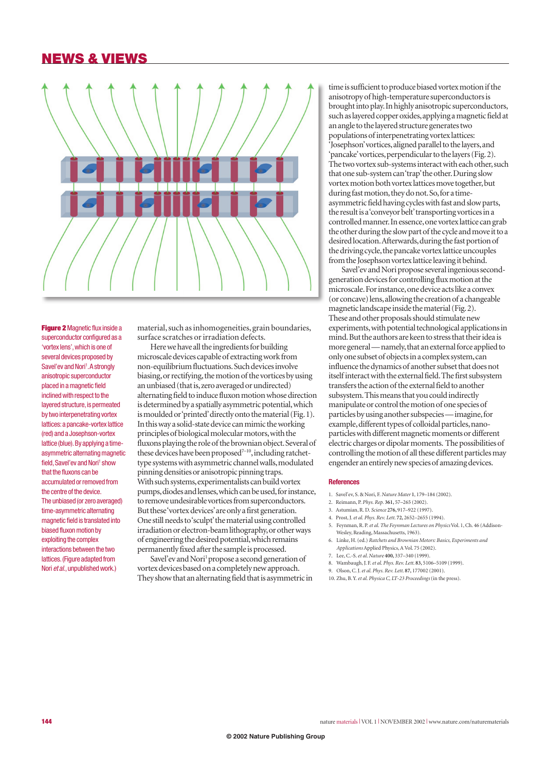**Figure 2** Magnetic flux inside a superconductor configured as a 'vortex lens', which is one of several devices proposed by Savel'ev and Nori[1]. A strongly anisotropic superconductor placed in a magnetic field inclined with respect to the layered structure, is permeated by two interpenetrating vortex lattices: a pancake-vortex lattice (red) and a Josephson-vortex lattice (blue). By applying a time-asymmetric alternating magnetic field, Savel'ev and Nori[1] show that the fluxons can be accumulated or removed from the centre of the device. The unbiased (or zero averaged) time-asymmetric alternating magnetic field is translated into biased fluxon motion by exploiting the complex interactions between the two lattices. (Figure adapted from Nori *et al.*, unpublished work.)

material, such as inhomogeneities, grain boundaries, surface scratches or irradiation defects.

Here we have all the ingredients for building microscale devices capable of extracting work from non-equilibrium fluctuations. Such devices involve biasing, or rectifying, the motion of the vortices by using an unbiased (that is, zero averaged or undirected) alternating field to induce fluxon motion whose direction is determined by a spatially asymmetric potential, which is moulded or 'printed' directly onto the material (Fig. 1). In this way a solid-state device can mimic the working principles of biological molecular motors, with the fluxons playing the role of the brownian object. Several of these devices have been proposed[7–10], including ratchet-type systems with asymmetric channel walls, modulated pinning densities or anisotropic pinning traps. With such systems, experimentalists can build vortex pumps, diodes and lenses, which can be used, for instance, to remove undesirable vortices from superconductors. But these 'vortex devices' are only a first generation. One still needs to 'sculpt' the material using controlled irradiation or electron-beam lithography, or other ways of engineering the desired potential, which remains permanently fixed after the sample is processed.

Savel'ev and Nori[1] propose a second generation of vortex devices based on a completely new approach. They show that an alternating field that is asymmetric in time is sufficient to produce biased vortex motion if the anisotropy of high-temperature superconductors is brought into play. In highly anisotropic superconductors, such as layered copper oxides, applying a magnetic field at an angle to the layered structure generates two populations of interpenetrating vortex lattices: 'Josephson' vortices, aligned parallel to the layers, and 'pancake' vortices, perpendicular to the layers (Fig. 2). The two vortex sub-systems interact with each other, such that one sub-system can 'trap' the other. During slow vortex motion both vortex lattices move together, but during fast motion, they do not. So, for a time-asymmetric field having cycles with fast and slow parts, the result is a 'conveyor belt' transporting vortices in a controlled manner. In essence, one vortex lattice can grab the other during the slow part of the cycle and move it to a desired location. Afterwards, during the fast portion of the driving cycle, the pancake vortex lattice uncouples from the Josephson vortex lattice leaving it behind.

Savel'ev and Nori propose several ingenious second-generation devices for controlling flux motion at the microscale. For instance, one device acts like a convex (or concave) lens, allowing the creation of a changeable magnetic landscape inside the material (Fig. 2). These and other proposals should stimulate new experiments, with potential technological applications in mind. But the authors are keen to stress that their idea is more general — namely, that an external force applied to only one subset of objects in a complex system, can influence the dynamics of another subset that does not itself interact with the external field. The first subsystem transfers the action of the external field to another subsystem. This means that you could indirectly manipulate or control the motion of one species of particles by using another subspecies — imagine, for example, different types of colloidal particles, nano-particles with different magnetic moments or different electric charges or dipolar moments. The possibilities of controlling the motion of all these different particles may engender an entirely new species of amazing devices.

## References

1. Savel'ev, S. & Nori, F. *Nature Mater* **1**, 179–184 (2002).
2. Reimann, P. *Phys. Rep.* **361**, 57–265 (2002).
3. Astumian, R. D. *Science* **276**, 917–922 (1997).
4. Prost, J. *et al. Phys. Rev. Lett.* **72**, 2652–2655 (1994).
5. Feynman, R. P. *et al. The Feynman Lectures on Physics* Vol. 1, Ch. 46 (Addison-Wesley, Reading, Massachusetts, 1963).
6. Linke, H. (ed.) *Ratchets and Brownian Motors: Basics, Experiments and Applications* Applied Physics, A Vol. 75 (2002).
7. Lee, C.-S. *et al. Nature* **400**, 337–340 (1999).
8. Wambaugh, J. F. *et al. Phys. Rev. Lett.* **83**, 5106–5109 (1999).
9. Olson, C. J. *et al. Phys. Rev. Lett.* **87**, 177002 (2001).
10. Zhu, B. Y. *et al. Physica C, LT-23 Proceedings* (in the press).